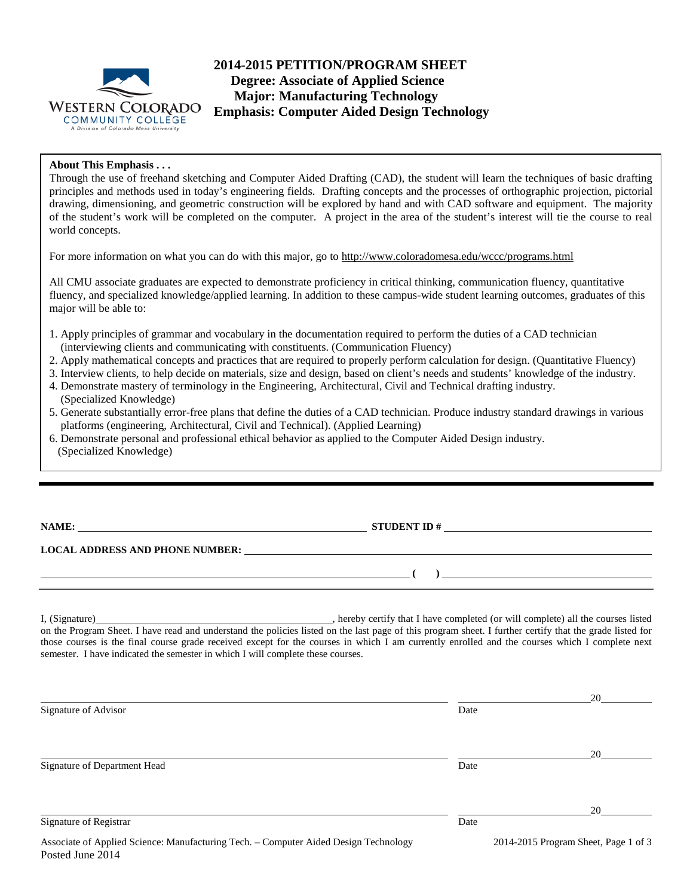# 2014-2015 PETITION/PROGRAM SHEET

**Degree: Associate of Applied Science**

**Major: Manufacturing Technology**

**Emphasis: Computer Aided Design Technology**

**About This Emphasis . . .**

Through the use of freehand sketching and Computer Aided Drafting (CAD), the student will learn the techniques of basic drafting principles and methods used in today's engineering fields. Drafting concepts and the processes of orthographic projection, pictorial drawing, dimensioning, and geometric construction will be explored by hand and with CAD software and equipment. The majority of the student's work will be completed on the computer. A project in the area of the student's interest will tie the course to real world concepts.

For more information on what you can do with this major, go to http://www.coloradomesa.edu/wccc/programs.html

All CMU associate graduates are expected to demonstrate proficiency in critical thinking, communication fluency, quantitative fluency, and specialized knowledge/applied learning. In addition to these campus-wide student learning outcomes, graduates of this major will be able to:

1. Apply principles of grammar and vocabulary in the documentation required to perform the duties of a CAD technician (interviewing clients and communicating with constituents. (Communication Fluency)
2. Apply mathematical concepts and practices that are required to properly perform calculation for design. (Quantitative Fluency)
3. Interview clients, to help decide on materials, size and design, based on client's needs and students' knowledge of the industry.
4. Demonstrate mastery of terminology in the Engineering, Architectural, Civil and Technical drafting industry. (Specialized Knowledge)
5. Generate substantially error-free plans that define the duties of a CAD technician. Produce industry standard drawings in various platforms (engineering, Architectural, Civil and Technical). (Applied Learning)
6. Demonstrate personal and professional ethical behavior as applied to the Computer Aided Design industry. (Specialized Knowledge)

---

**NAME:** ______________________________ **STUDENT ID #** ______________________________

**LOCAL ADDRESS AND PHONE NUMBER:** ______________________________

______________________________ **( )** ______________________________

I, (Signature)______________________________, hereby certify that I have completed (or will complete) all the courses listed on the Program Sheet. I have read and understand the policies listed on the last page of this program sheet. I further certify that the grade listed for those courses is the final course grade received except for the courses in which I am currently enrolled and the courses which I complete next semester. I have indicated the semester in which I will complete these courses.

______________________________ ______________ 20______

Signature of Advisor Date

______________________________ ______________ 20______

Signature of Department Head Date

______________________________ ______________ 20______

Signature of Registrar Date

Associate of Applied Science: Manufacturing Tech. – Computer Aided Design Technology

Posted June 2014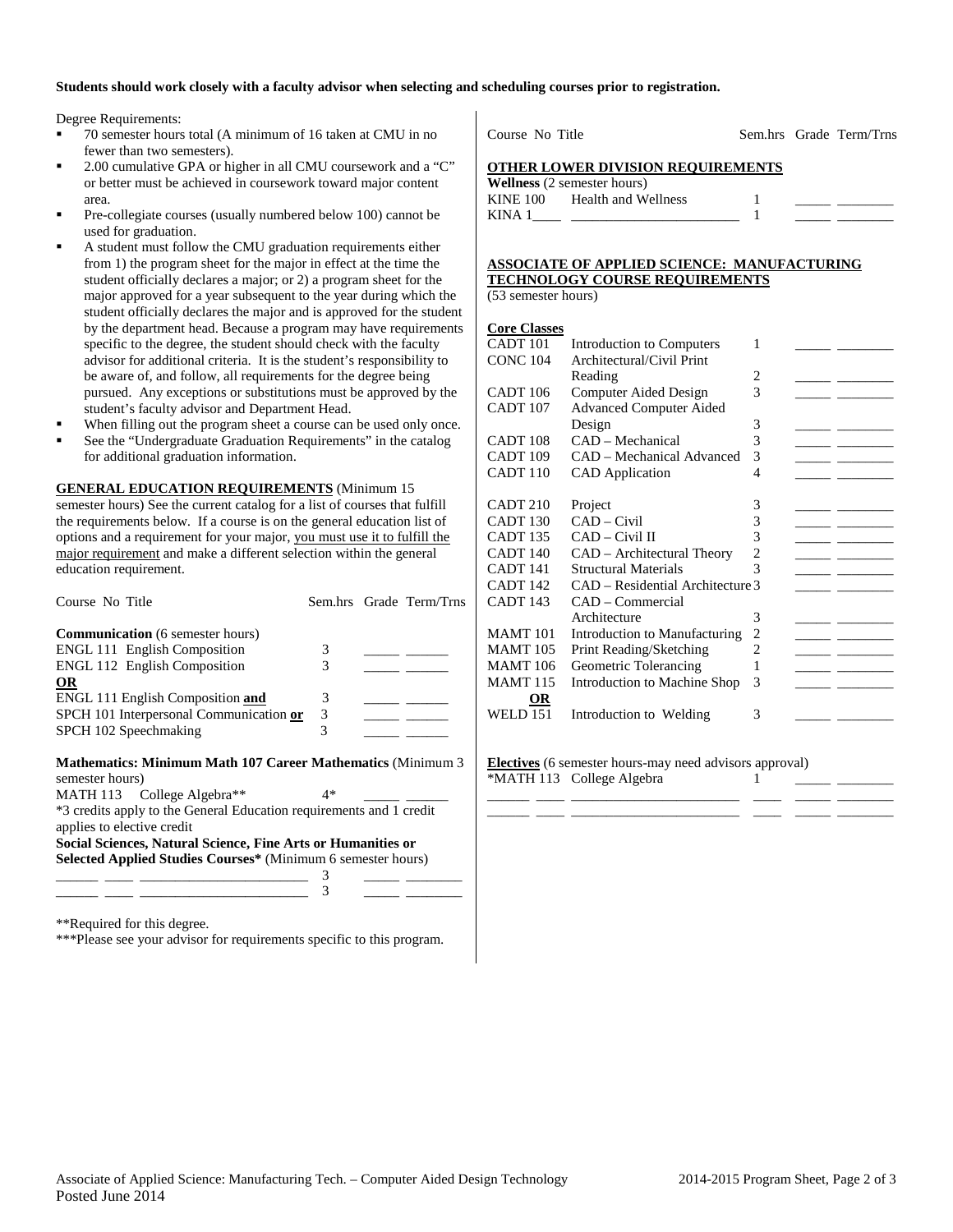**Students should work closely with a faculty advisor when selecting and scheduling courses prior to registration.**

Degree Requirements:

- 70 semester hours total (A minimum of 16 taken at CMU in no fewer than two semesters).
- 2.00 cumulative GPA or higher in all CMU coursework and a "C" or better must be achieved in coursework toward major content area.
- Pre-collegiate courses (usually numbered below 100) cannot be used for graduation.
- A student must follow the CMU graduation requirements either from 1) the program sheet for the major in effect at the time the student officially declares a major; or 2) a program sheet for the major approved for a year subsequent to the year during which the student officially declares the major and is approved for the student by the department head. Because a program may have requirements specific to the degree, the student should check with the faculty advisor for additional criteria. It is the student's responsibility to be aware of, and follow, all requirements for the degree being pursued. Any exceptions or substitutions must be approved by the student's faculty advisor and Department Head.
- When filling out the program sheet a course can be used only once.
- See the "Undergraduate Graduation Requirements" in the catalog for additional graduation information.

**GENERAL EDUCATION REQUIREMENTS** (Minimum 15 semester hours) See the current catalog for a list of courses that fulfill the requirements below. If a course is on the general education list of options and a requirement for your major, you must use it to fulfill the major requirement and make a different selection within the general education requirement.

| Course No Title | Sem.hrs | Grade | Term/Trns |
|---|---|---|---|
| **Communication** (6 semester hours) | | | |
| ENGL 111 English Composition | 3 | _____ | ______ |
| ENGL 112 English Composition | 3 | _____ | ______ |
| **OR** | | | |
| ENGL 111 English Composition **and** | 3 | _____ | ______ |
| SPCH 101 Interpersonal Communication **or** | 3 | _____ | ______ |
| SPCH 102 Speechmaking | 3 | _____ | ______ |

**Mathematics: Minimum Math 107 Career Mathematics** (Minimum 3 semester hours)

| Course No Title | Sem.hrs | Grade | Term/Trns |
|---|---|---|---|
| MATH 113 College Algebra** | 4* | _____ | ______ |

*3 credits apply to the General Education requirements and 1 credit applies to elective credit

**Social Sciences, Natural Science, Fine Arts or Humanities or Selected Applied Studies Courses*** (Minimum 6 semester hours)

| Course No Title | Sem.hrs | Grade | Term/Trns |
|---|---|---|---|
| ______ ____ _______________________ | 3 | _____ | ________ |
| ______ ____ _______________________ | 3 | _____ | ________ |

**Required for this degree.

***Please see your advisor for requirements specific to this program.

**OTHER LOWER DIVISION REQUIREMENTS**

**Wellness** (2 semester hours)

| Course No | Title | Sem.hrs | Grade | Term/Trns |
|---|---|---|---|---|
| KINE 100 | Health and Wellness | 1 | _____ | ________ |
| KINA 1____ | ________________________ | 1 | _____ | ________ |

**ASSOCIATE OF APPLIED SCIENCE: MANUFACTURING TECHNOLOGY COURSE REQUIREMENTS**

(53 semester hours)

**Core Classes**

| Course No | Title | Sem.hrs | Grade | Term/Trns |
|---|---|---|---|---|
| CADT 101 | Introduction to Computers | 1 | _____ | ________ |
| CONC 104 | Architectural/Civil Print Reading | 2 | _____ | ________ |
| CADT 106 | Computer Aided Design | 3 | _____ | ________ |
| CADT 107 | Advanced Computer Aided Design | 3 | _____ | ________ |
| CADT 108 | CAD – Mechanical | 3 | _____ | ________ |
| CADT 109 | CAD – Mechanical Advanced | 3 | _____ | ________ |
| CADT 110 | CAD Application | 4 | _____ | ________ |
| CADT 210 | Project | 3 | _____ | ________ |
| CADT 130 | CAD – Civil | 3 | _____ | ________ |
| CADT 135 | CAD – Civil II | 3 | _____ | ________ |
| CADT 140 | CAD – Architectural Theory | 2 | _____ | ________ |
| CADT 141 | Structural Materials | 3 | _____ | ________ |
| CADT 142 | CAD – Residential Architecture | 3 | _____ | ________ |
| CADT 143 | CAD – Commercial Architecture | 3 | _____ | ________ |
| MAMT 101 | Introduction to Manufacturing | 2 | _____ | ________ |
| MAMT 105 | Print Reading/Sketching | 2 | _____ | ________ |
| MAMT 106 | Geometric Tolerancing | 1 | _____ | ________ |
| MAMT 115 | Introduction to Machine Shop | 3 | _____ | ________ |
| **OR** | | | | |
| WELD 151 | Introduction to Welding | 3 | _____ | ________ |

**Electives** (6 semester hours-may need advisors approval)

| Course No | Title | Sem.hrs | Grade | Term/Trns |
|---|---|---|---|---|
| *MATH 113 | College Algebra | 1 | _____ | ________ |
| ______ ____ | _______________________ | ____ | _____ | ________ |
| ______ ____ | _______________________ | ____ | _____ | ________ |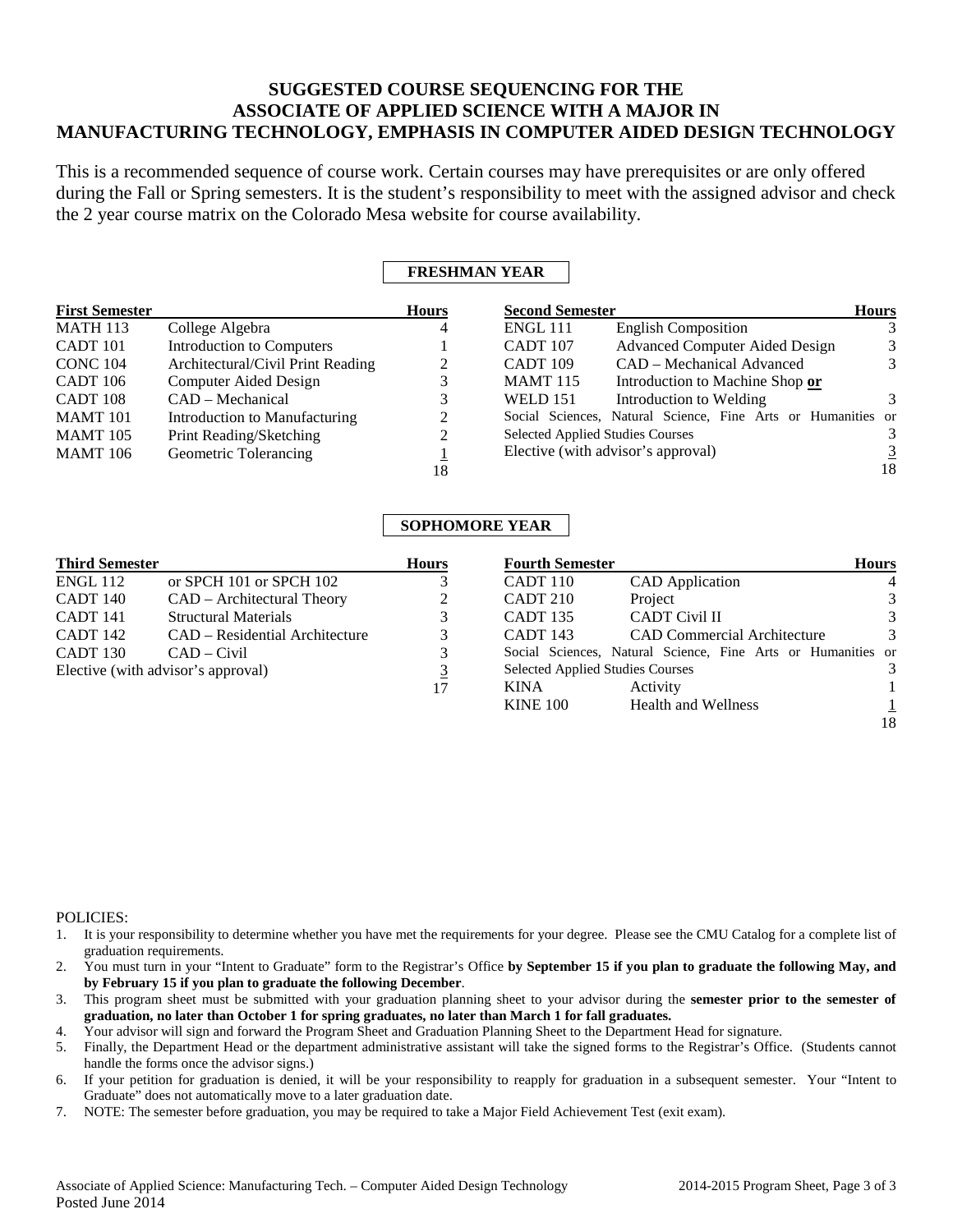# SUGGESTED COURSE SEQUENCING FOR THE ASSOCIATE OF APPLIED SCIENCE WITH A MAJOR IN MANUFACTURING TECHNOLOGY, EMPHASIS IN COMPUTER AIDED DESIGN TECHNOLOGY

This is a recommended sequence of course work. Certain courses may have prerequisites or are only offered during the Fall or Spring semesters. It is the student's responsibility to meet with the assigned advisor and check the 2 year course matrix on the Colorado Mesa website for course availability.

## FRESHMAN YEAR

| First Semester | | Hours |
|---|---|---|
| MATH 113 | College Algebra | 4 |
| CADT 101 | Introduction to Computers | 1 |
| CONC 104 | Architectural/Civil Print Reading | 2 |
| CADT 106 | Computer Aided Design | 3 |
| CADT 108 | CAD – Mechanical | 3 |
| MAMT 101 | Introduction to Manufacturing | 2 |
| MAMT 105 | Print Reading/Sketching | 2 |
| MAMT 106 | Geometric Tolerancing | 1 |
| | | 18 |

| Second Semester | | Hours |
|---|---|---|
| ENGL 111 | English Composition | 3 |
| CADT 107 | Advanced Computer Aided Design | 3 |
| CADT 109 | CAD – Mechanical Advanced | 3 |
| MAMT 115 | Introduction to Machine Shop **or** | |
| WELD 151 | Introduction to Welding | 3 |
| Social Sciences, Natural Science, Fine Arts or Humanities or Selected Applied Studies Courses | | 3 |
| Elective (with advisor's approval) | | 3 |
| | | 18 |

## SOPHOMORE YEAR

| Third Semester | | Hours |
|---|---|---|
| ENGL 112 | or SPCH 101 or SPCH 102 | 3 |
| CADT 140 | CAD – Architectural Theory | 2 |
| CADT 141 | Structural Materials | 3 |
| CADT 142 | CAD – Residential Architecture | 3 |
| CADT 130 | CAD – Civil | 3 |
| Elective (with advisor's approval) | | 3 |
| | | 17 |

| Fourth Semester | | Hours |
|---|---|---|
| CADT 110 | CAD Application | 4 |
| CADT 210 | Project | 3 |
| CADT 135 | CADT Civil II | 3 |
| CADT 143 | CAD Commercial Architecture | 3 |
| Social Sciences, Natural Science, Fine Arts or Humanities or Selected Applied Studies Courses | | 3 |
| KINA | Activity | 1 |
| KINE 100 | Health and Wellness | 1 |
| | | 18 |

POLICIES:

1. It is your responsibility to determine whether you have met the requirements for your degree. Please see the CMU Catalog for a complete list of graduation requirements.
2. You must turn in your "Intent to Graduate" form to the Registrar's Office **by September 15 if you plan to graduate the following May, and by February 15 if you plan to graduate the following December**.
3. This program sheet must be submitted with your graduation planning sheet to your advisor during the **semester prior to the semester of graduation, no later than October 1 for spring graduates, no later than March 1 for fall graduates.**
4. Your advisor will sign and forward the Program Sheet and Graduation Planning Sheet to the Department Head for signature.
5. Finally, the Department Head or the department administrative assistant will take the signed forms to the Registrar's Office. (Students cannot handle the forms once the advisor signs.)
6. If your petition for graduation is denied, it will be your responsibility to reapply for graduation in a subsequent semester. Your "Intent to Graduate" does not automatically move to a later graduation date.
7. NOTE: The semester before graduation, you may be required to take a Major Field Achievement Test (exit exam).

Associate of Applied Science: Manufacturing Tech. – Computer Aided Design Technology
Posted June 2014